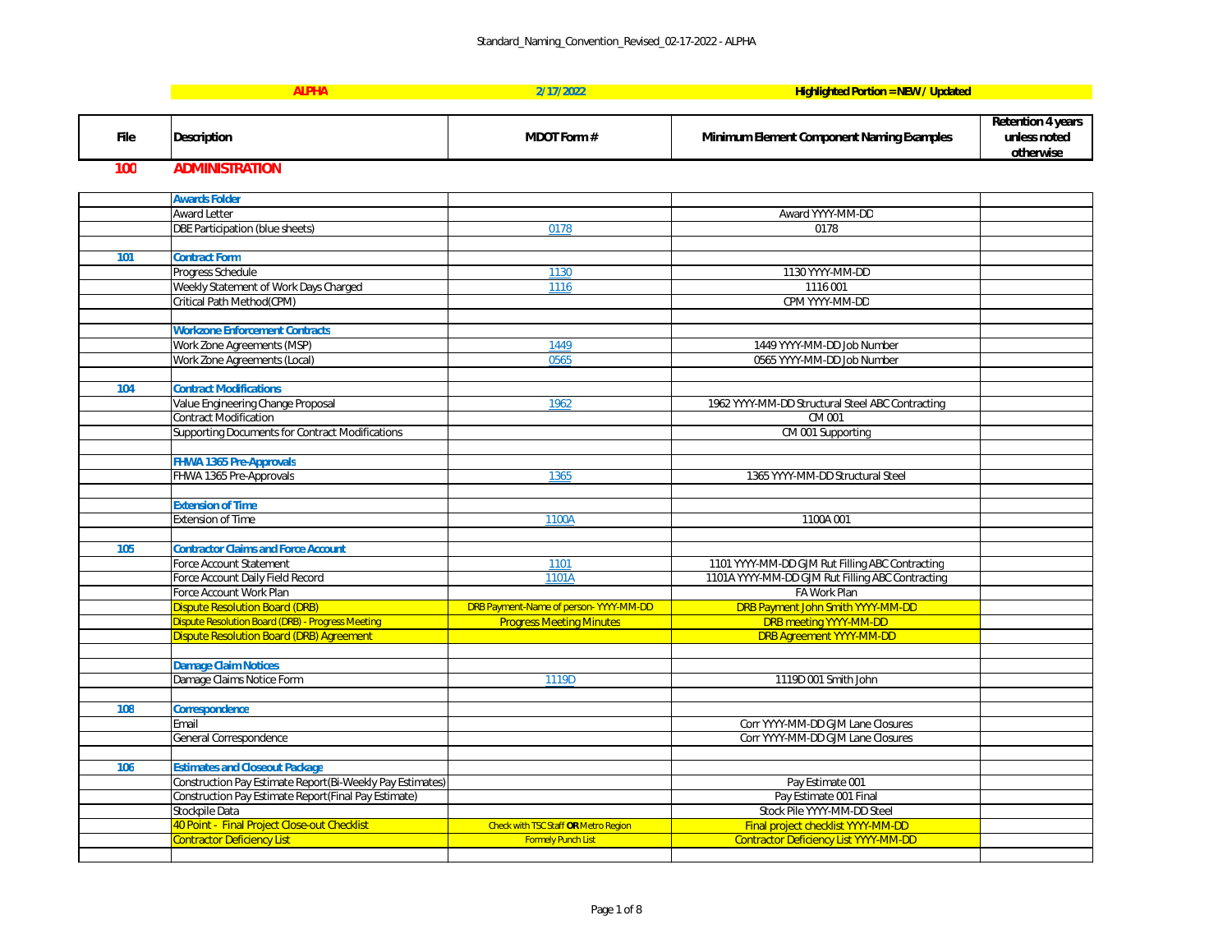| ALPHA | 2/17/2022 | Highlighted Portion = NEW / Updated | | |
|---|---|---|---|---|

| File | Description | MDOT Form # | Minimum Element Component Naming Examples | Retention 4 years unless noted otherwise |
|---|---|---|---|---|
| **100** | **ADMINISTRATION** | | | |
| | **Awards Folder** | | | |
| | Award Letter | | Award YYYY-MM-DD | |
| | DBE Participation (blue sheets) | 0178 | 0178 | |
| | | | | |
| 101 | **Contract Form** | | | |
| | Progress Schedule | 1130 | 1130 YYYY-MM-DD | |
| | Weekly Statement of Work Days Charged | 1116 | 1116 001 | |
| | Critical Path Method(CPM) | | CPM YYYY-MM-DD | |
| | | | | |
| | **Workzone Enforcement Contracts** | | | |
| | Work Zone Agreements (MSP) | 1449 | 1449 YYYY-MM-DD Job Number | |
| | Work Zone Agreements (Local) | 0565 | 0565 YYYY-MM-DD Job Number | |
| | | | | |
| 104 | **Contract Modifications** | | | |
| | Value Engineering Change Proposal | 1962 | 1962 YYYY-MM-DD Structural Steel ABC Contracting | |
| | Contract Modification | | CM 001 | |
| | Supporting Documents for Contract Modifications | | CM 001 Supporting | |
| | | | | |
| | **FHWA 1365 Pre-Approvals** | | | |
| | FHWA 1365 Pre-Approvals | 1365 | 1365 YYYY-MM-DD Structural Steel | |
| | | | | |
| | **Extension of Time** | | | |
| | Extension of Time | 1100A | 1100A 001 | |
| | | | | |
| 105 | **Contractor Claims and Force Account** | | | |
| | Force Account Statement | 1101 | 1101 YYYY-MM-DD GJM Rut Filling ABC Contracting | |
| | Force Account Daily Field Record | 1101A | 1101A YYYY-MM-DD GJM Rut Filling ABC Contracting | |
| | Force Account Work Plan | | FA Work Plan | |
| | Dispute Resolution Board (DRB) | DRB Payment-Name of person- YYYY-MM-DD | DRB Payment John Smith YYYY-MM-DD | |
| | Dispute Resolution Board (DRB) - Progress Meeting | Progress Meeting Minutes | DRB meeting YYYY-MM-DD | |
| | Dispute Resolution Board (DRB) Agreement | | DRB Agreement YYYY-MM-DD | |
| | | | | |
| | **Damage Claim Notices** | | | |
| | Damage Claims Notice Form | 1119D | 1119D 001 Smith John | |
| | | | | |
| 108 | **Correspondence** | | | |
| | Email | | Corr YYYY-MM-DD GJM Lane Closures | |
| | General Correspondence | | Corr YYYY-MM-DD GJM Lane Closures | |
| | | | | |
| 106 | **Estimates and Closeout Package** | | | |
| | Construction Pay Estimate Report(Bi-Weekly Pay Estimates) | | Pay Estimate 001 | |
| | Construction Pay Estimate Report(Final Pay Estimate) | | Pay Estimate 001 Final | |
| | Stockpile Data | | Stock Pile YYYY-MM-DD Steel | |
| | 40 Point - Final Project Close-out Checklist | Check with TSC Staff **OR** Metro Region | Final project checklist YYYY-MM-DD | |
| | Contractor Deficiency List | Formely Punch List | Contractor Deficiency List YYYY-MM-DD | |
| | | | | |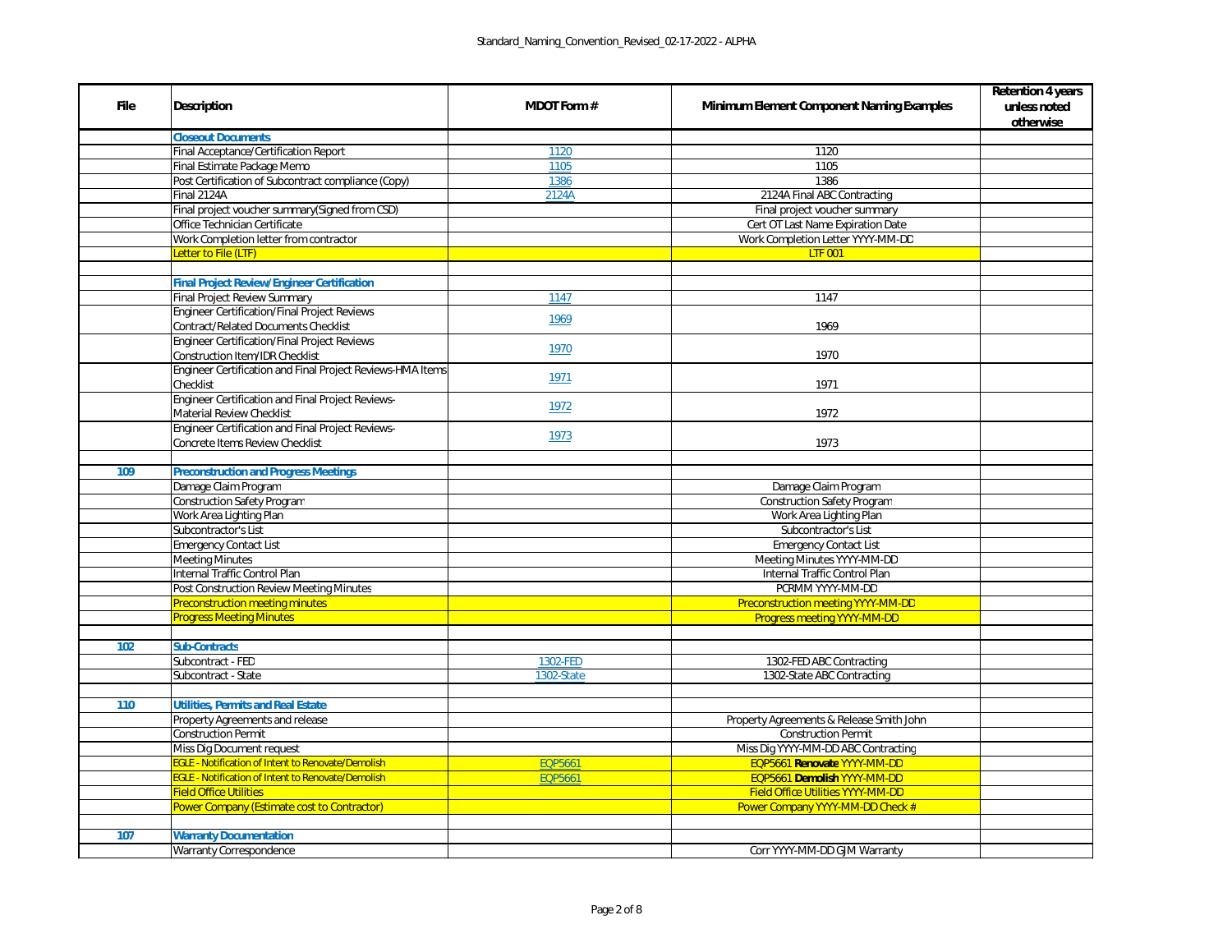| File | Description | MDOT Form # | Minimum Element Component Naming Examples | Retention 4 years unless noted otherwise |
|---|---|---|---|---|
| | **Closeout Documents** | | | |
| | Final Acceptance/Certification Report | 1120 | 1120 | |
| | Final Estimate Package Memo | 1105 | 1105 | |
| | Post Certification of Subcontract compliance (Copy) | 1386 | 1386 | |
| | Final 2124A | 2124A | 2124A Final ABC Contracting | |
| | Final project voucher summary(Signed from CSD) | | Final project voucher summary | |
| | Office Technician Certificate | | Cert OT Last Name Expiration Date | |
| | Work Completion letter from contractor | | Work Completion Letter YYYY-MM-DD | |
| | Letter to File (LTF) | | LTF 001 | |
| | | | | |
| | **Final Project Review/Engineer Certification** | | | |
| | Final Project Review Summary | 1147 | 1147 | |
| | Engineer Certification/Final Project Reviews Contract/Related Documents Checklist | 1969 | 1969 | |
| | Engineer Certification/Final Project Reviews Construction Item/IDR Checklist | 1970 | 1970 | |
| | Engineer Certification and Final Project Reviews-HMA Items Checklist | 1971 | 1971 | |
| | Engineer Certification and Final Project Reviews-Material Review Checklist | 1972 | 1972 | |
| | Engineer Certification and Final Project Reviews-Concrete Items Review Checklist | 1973 | 1973 | |
| | | | | |
| 109 | **Preconstruction and Progress Meetings** | | | |
| | Damage Claim Program | | Damage Claim Program | |
| | Construction Safety Program | | Construction Safety Program | |
| | Work Area Lighting Plan | | Work Area Lighting Plan | |
| | Subcontractor's List | | Subcontractor's List | |
| | Emergency Contact List | | Emergency Contact List | |
| | Meeting Minutes | | Meeting Minutes YYYY-MM-DD | |
| | Internal Traffic Control Plan | | Internal Traffic Control Plan | |
| | Post Construction Review Meeting Minutes | | PCRMM YYYY-MM-DD | |
| | Preconstruction meeting minutes | | Preconstruction meeting YYYY-MM-DD | |
| | Progress Meeting Minutes | | Progress meeting YYYY-MM-DD | |
| | | | | |
| 102 | **Sub-Contracts** | | | |
| | Subcontract - FED | 1302-FED | 1302-FED ABC Contracting | |
| | Subcontract - State | 1302-State | 1302-State ABC Contracting | |
| | | | | |
| 110 | **Utilities, Permits and Real Estate** | | | |
| | Property Agreements and release | | Property Agreements & Release Smith John | |
| | Construction Permit | | Construction Permit | |
| | Miss Dig Document request | | Miss Dig YYYY-MM-DD ABC Contracting | |
| | EGLE - Notification of Intent to Renovate/Demolish | EQP5661 | EQP5661 **Renovate** YYYY-MM-DD | |
| | EGLE - Notification of Intent to Renovate/Demolish | EQP5661 | EQP5661 **Demolish** YYYY-MM-DD | |
| | Field Office Utilities | | Field Office Utilities YYYY-MM-DD | |
| | Power Company (Estimate cost to Contractor) | | Power Company YYYY-MM-DD Check # | |
| | | | | |
| 107 | **Warranty Documentation** | | | |
| | Warranty Correspondence | | Corr YYYY-MM-DD GJM Warranty | |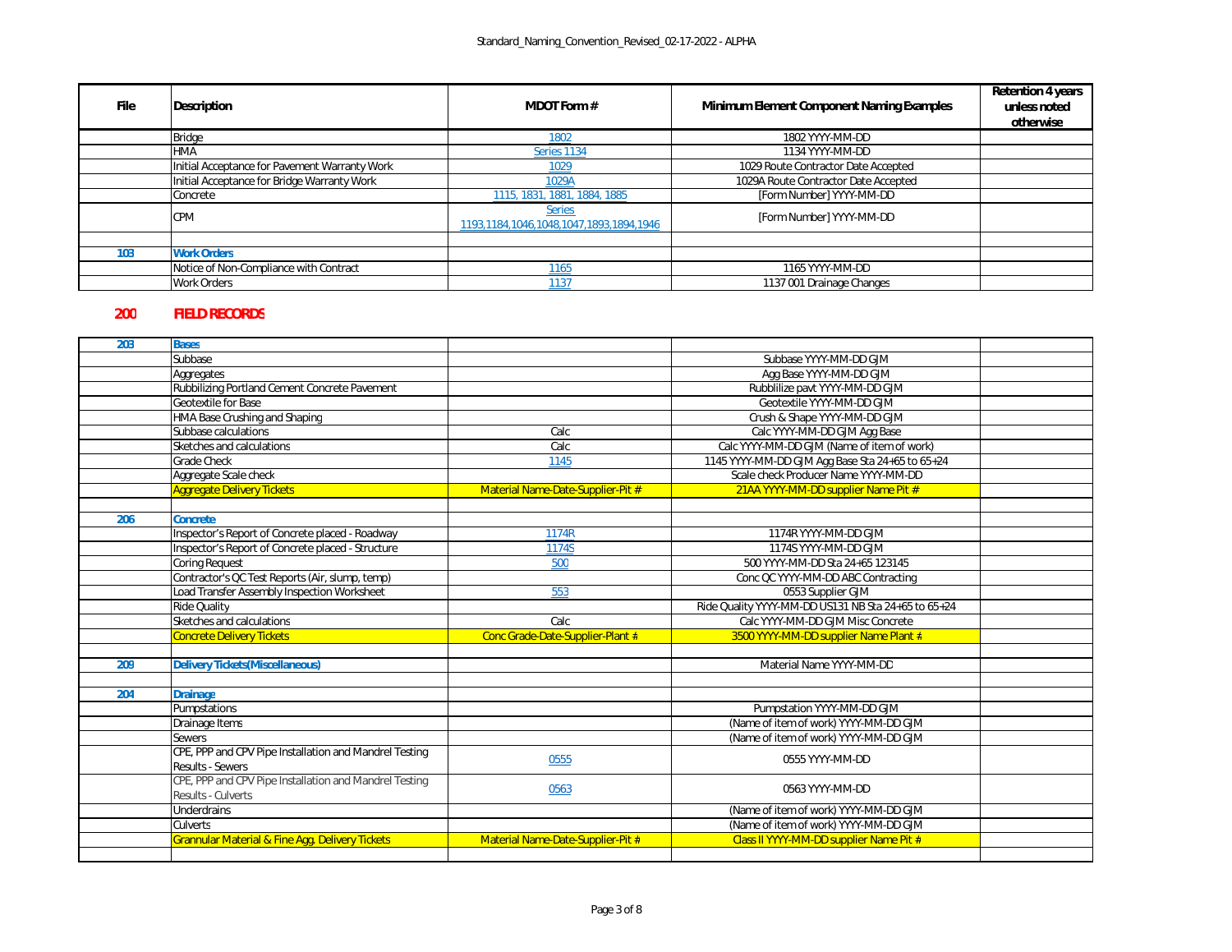| File | Description | MDOT Form # | Minimum Element Component Naming Examples | Retention 4 years unless noted otherwise |
|---|---|---|---|---|
| | Bridge | 1802 | 1802 YYYY-MM-DD | |
| | HMA | Series 1134 | 1134 YYYY-MM-DD | |
| | Initial Acceptance for Pavement Warranty Work | 1029 | 1029 Route Contractor Date Accepted | |
| | Initial Acceptance for Bridge Warranty Work | 1029A | 1029A Route Contractor Date Accepted | |
| | Concrete | 1115, 1831, 1881, 1884, 1885 | [Form Number] YYYY-MM-DD | |
| | CPM | Series 1193,1184,1046,1048,1047,1893,1894,1946 | [Form Number] YYYY-MM-DD | |
| | | | | |
| 103 | **Work Orders** | | | |
| | Notice of Non-Compliance with Contract | 1165 | 1165 YYYY-MM-DD | |
| | Work Orders | 1137 | 1137 001 Drainage Changes | |

## 200 FIELD RECORDS

| File | Description | MDOT Form # | Minimum Element Component Naming Examples | Retention 4 years unless noted otherwise |
|---|---|---|---|---|
| 203 | **Bases** | | | |
| | Subbase | | Subbase YYYY-MM-DD GJM | |
| | Aggregates | | Agg Base YYYY-MM-DD GJM | |
| | Rubbilizing Portland Cement Concrete Pavement | | Rubblilize pavt YYYY-MM-DD GJM | |
| | Geotextile for Base | | Geotextile YYYY-MM-DD GJM | |
| | HMA Base Crushing and Shaping | | Crush & Shape YYYY-MM-DD GJM | |
| | Subbase calculations | Calc | Calc YYYY-MM-DD GJM Agg Base | |
| | Sketches and calculations | Calc | Calc YYYY-MM-DD GJM (Name of item of work) | |
| | Grade Check | 1145 | 1145 YYYY-MM-DD GJM Agg Base Sta 24+65 to 65+24 | |
| | Aggregate Scale check | | Scale check Producer Name YYYY-MM-DD | |
| | Aggregate Delivery Tickets | Material Name-Date-Supplier-Pit # | 21AA YYYY-MM-DD supplier Name Pit # | |
| | | | | |
| 206 | **Concrete** | | | |
| | Inspector's Report of Concrete placed - Roadway | 1174R | 1174R YYYY-MM-DD GJM | |
| | Inspector's Report of Concrete placed - Structure | 1174S | 1174S YYYY-MM-DD GJM | |
| | Coring Request | 500 | 500 YYYY-MM-DD Sta 24+65 123145 | |
| | Contractor's QC Test Reports (Air, slump, temp) | | Conc QC YYYY-MM-DD ABC Contracting | |
| | Load Transfer Assembly Inspection Worksheet | 553 | 0553 Supplier GJM | |
| | Ride Quality | | Ride Quality YYYY-MM-DD US131 NB Sta 24+65 to 65+24 | |
| | Sketches and calculations | Calc | Calc YYYY-MM-DD GJM Misc Concrete | |
| | Concrete Delivery Tickets | Conc Grade-Date-Supplier-Plant # | 3500 YYYY-MM-DD supplier Name Plant # | |
| | | | | |
| 209 | **Delivery Tickets(Miscellaneous)** | | Material Name YYYY-MM-DD | |
| | | | | |
| 204 | **Drainage** | | | |
| | Pumpstations | | Pumpstation YYYY-MM-DD GJM | |
| | Drainage Items | | (Name of item of work) YYYY-MM-DD GJM | |
| | Sewers | | (Name of item of work) YYYY-MM-DD GJM | |
| | CPE, PPP and CPV Pipe Installation and Mandrel Testing Results - Sewers | 0555 | 0555 YYYY-MM-DD | |
| | CPE, PPP and CPV Pipe Installation and Mandrel Testing Results - Culverts | 0563 | 0563 YYYY-MM-DD | |
| | Underdrains | | (Name of item of work) YYYY-MM-DD GJM | |
| | Culverts | | (Name of item of work) YYYY-MM-DD GJM | |
| | Grannular Material & Fine Agg. Delivery Tickets | Material Name-Date-Supplier-Pit # | Class II YYYY-MM-DD supplier Name Pit # | |
| | | | | |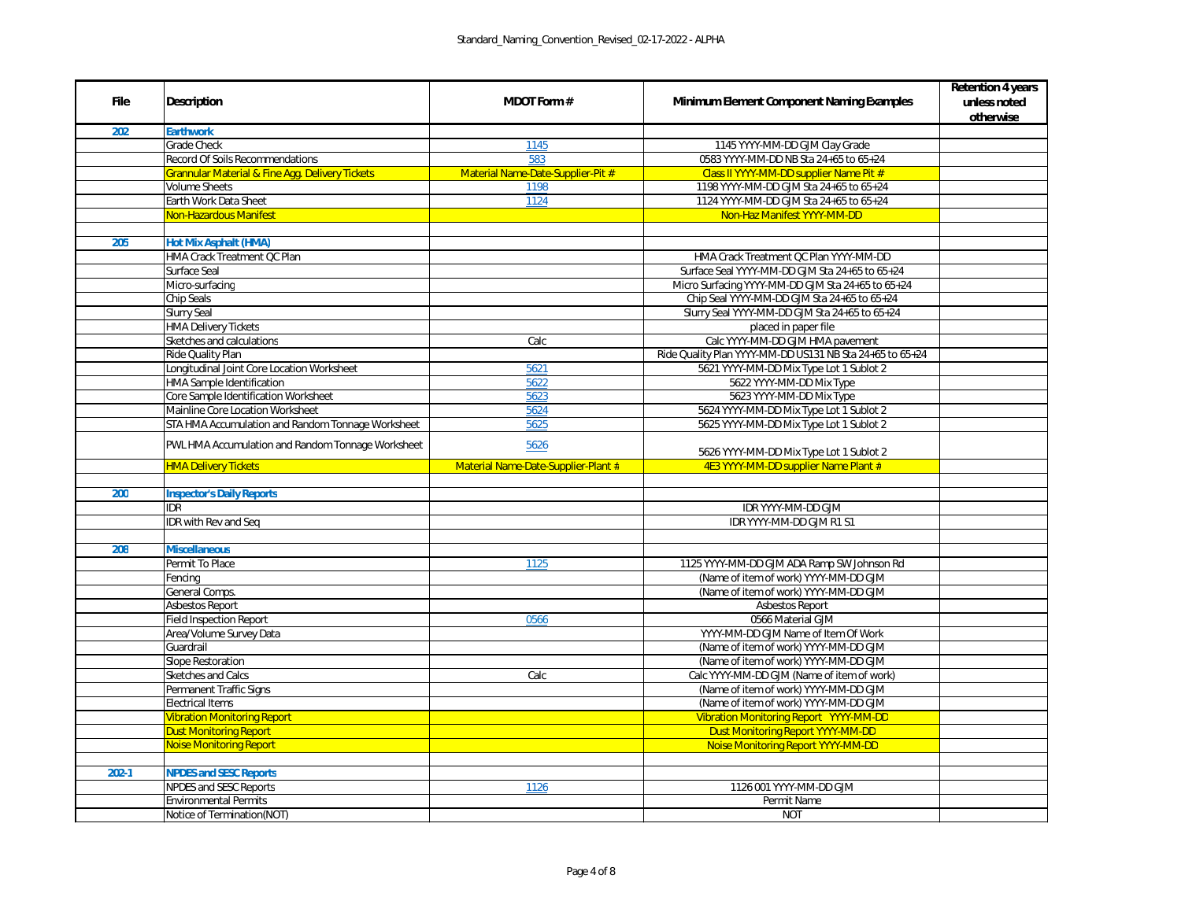| File | Description | MDOT Form # | Minimum Element Component Naming Examples | Retention 4 years unless noted otherwise |
|---|---|---|---|---|
| 202 | **Earthwork** | | | |
| | Grade Check | 1145 | 1145 YYYY-MM-DD GJM Clay Grade | |
| | Record Of Soils Recommendations | 583 | 0583 YYYY-MM-DD NB Sta 24+65 to 65+24 | |
| | Grannular Material & Fine Agg. Delivery Tickets | Material Name-Date-Supplier-Pit # | Class II YYYY-MM-DD supplier Name Pit # | |
| | Volume Sheets | 1198 | 1198 YYYY-MM-DD GJM Sta 24+65 to 65+24 | |
| | Earth Work Data Sheet | 1124 | 1124 YYYY-MM-DD GJM Sta 24+65 to 65+24 | |
| | Non-Hazardous Manifest | | Non-Haz Manifest YYYY-MM-DD | |
| | | | | |
| 205 | **Hot Mix Asphalt (HMA)** | | | |
| | HMA Crack Treatment QC Plan | | HMA Crack Treatment QC Plan YYYY-MM-DD | |
| | Surface Seal | | Surface Seal YYYY-MM-DD GJM Sta 24+65 to 65+24 | |
| | Micro-surfacing | | Micro Surfacing YYYY-MM-DD GJM Sta 24+65 to 65+24 | |
| | Chip Seals | | Chip Seal YYYY-MM-DD GJM Sta 24+65 to 65+24 | |
| | Slurry Seal | | Slurry Seal YYYY-MM-DD GJM Sta 24+65 to 65+24 | |
| | HMA Delivery Tickets | | placed in paper file | |
| | Sketches and calculations | Calc | Calc YYYY-MM-DD GJM HMA pavement | |
| | Ride Quality Plan | | Ride Quality Plan YYYY-MM-DD US131 NB Sta 24+65 to 65+24 | |
| | Longitudinal Joint Core Location Worksheet | 5621 | 5621 YYYY-MM-DD Mix Type Lot 1 Sublot 2 | |
| | HMA Sample Identification | 5622 | 5622 YYYY-MM-DD Mix Type | |
| | Core Sample Identification Worksheet | 5623 | 5623 YYYY-MM-DD Mix Type | |
| | Mainline Core Location Worksheet | 5624 | 5624 YYYY-MM-DD Mix Type Lot 1 Sublot 2 | |
| | STA HMA Accumulation and Random Tonnage Worksheet | 5625 | 5625 YYYY-MM-DD Mix Type Lot 1 Sublot 2 | |
| | PWL HMA Accumulation and Random Tonnage Worksheet | 5626 | 5626 YYYY-MM-DD Mix Type Lot 1 Sublot 2 | |
| | HMA Delivery Tickets | Material Name-Date-Supplier-Plant # | 4E3 YYYY-MM-DD supplier Name Plant # | |
| | | | | |
| 200 | **Inspector's Daily Reports** | | | |
| | IDR | | IDR YYYY-MM-DD GJM | |
| | IDR with Rev and Seq | | IDR YYYY-MM-DD GJM R1 S1 | |
| | | | | |
| 208 | **Miscellaneous** | | | |
| | Permit To Place | 1125 | 1125 YYYY-MM-DD GJM ADA Ramp SW Johnson Rd | |
| | Fencing | | (Name of item of work) YYYY-MM-DD GJM | |
| | General Comps. | | (Name of item of work) YYYY-MM-DD GJM | |
| | Asbestos Report | | Asbestos Report | |
| | Field Inspection Report | 0566 | 0566 Material GJM | |
| | Area/Volume Survey Data | | YYYY-MM-DD GJM Name of Item Of Work | |
| | Guardrail | | (Name of item of work) YYYY-MM-DD GJM | |
| | Slope Restoration | | (Name of item of work) YYYY-MM-DD GJM | |
| | Sketches and Calcs | Calc | Calc YYYY-MM-DD GJM (Name of item of work) | |
| | Permanent Traffic Signs | | (Name of item of work) YYYY-MM-DD GJM | |
| | Electrical Items | | (Name of item of work) YYYY-MM-DD GJM | |
| | Vibration Monitoring Report | | Vibration Monitoring Report YYYY-MM-DD | |
| | Dust Monitoring Report | | Dust Monitoring Report YYYY-MM-DD | |
| | Noise Monitoring Report | | Noise Monitoring Report YYYY-MM-DD | |
| | | | | |
| 202-1 | **NPDES and SESC Reports** | | | |
| | NPDES and SESC Reports | 1126 | 1126 001 YYYY-MM-DD GJM | |
| | Environmental Permits | | Permit Name | |
| | Notice of Termination(NOT) | | NOT | |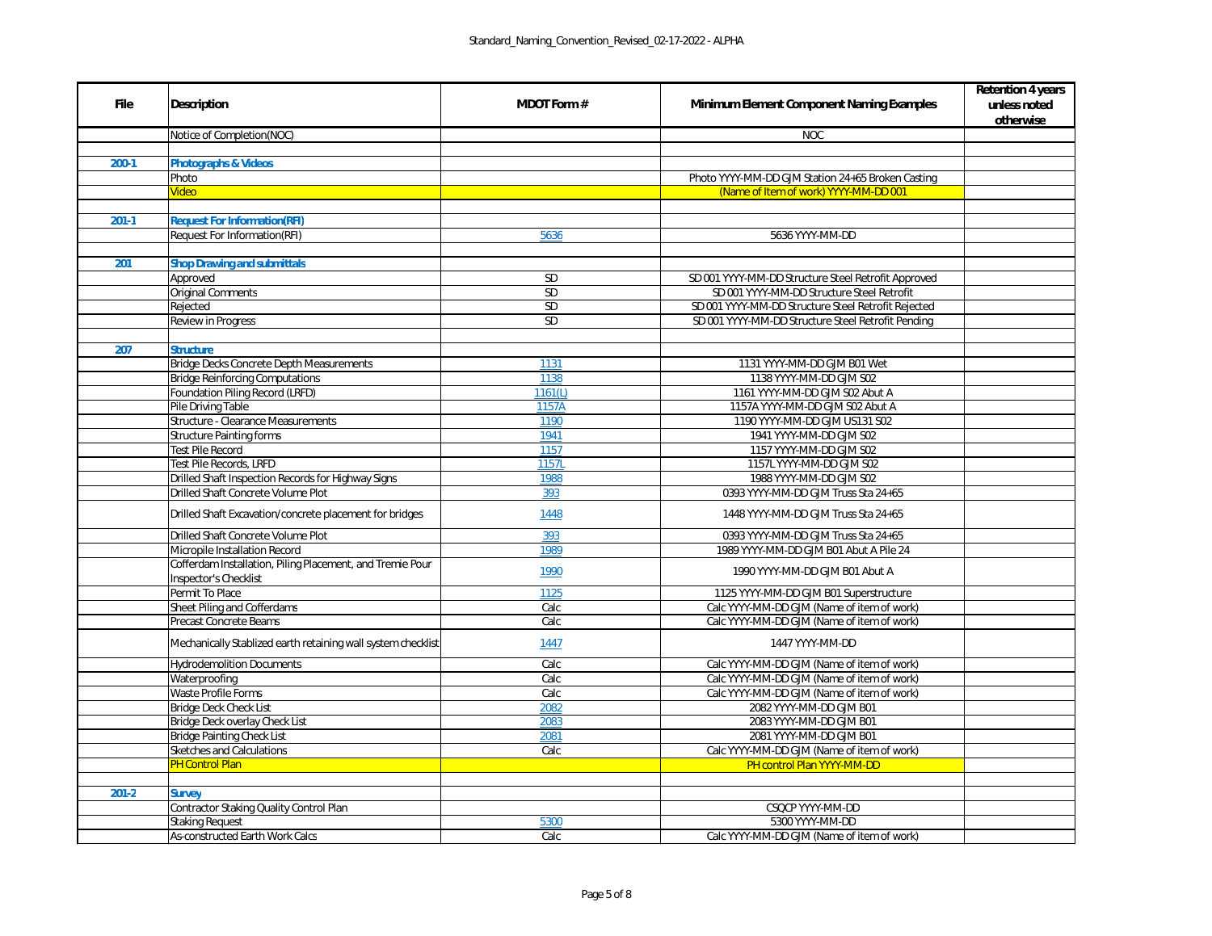| File | Description | MDOT Form # | Minimum Element Component Naming Examples | Retention 4 years unless noted otherwise |
|---|---|---|---|---|
| | Notice of Completion(NOC) | | NOC | |
| | | | | |
| 200-1 | **Photographs & Videos** | | | |
| | Photo | | Photo YYYY-MM-DD GJM Station 24+65 Broken Casting | |
| | Video | | (Name of Item of work) YYYY-MM-DD 001 | |
| | | | | |
| 201-1 | **Request For Information(RFI)** | | | |
| | Request For Information(RFI) | 5636 | 5636 YYYY-MM-DD | |
| | | | | |
| 201 | **Shop Drawing and submittals** | | | |
| | Approved | SD | SD 001 YYYY-MM-DD Structure Steel Retrofit Approved | |
| | Original Comments | SD | SD 001 YYYY-MM-DD Structure Steel Retrofit | |
| | Rejected | SD | SD 001 YYYY-MM-DD Structure Steel Retrofit Rejected | |
| | Review in Progress | SD | SD 001 YYYY-MM-DD Structure Steel Retrofit Pending | |
| | | | | |
| 207 | **Structure** | | | |
| | Bridge Decks Concrete Depth Measurements | 1131 | 1131 YYYY-MM-DD GJM B01 Wet | |
| | Bridge Reinforcing Computations | 1138 | 1138 YYYY-MM-DD GJM S02 | |
| | Foundation Piling Record (LRFD) | 1161(L) | 1161 YYYY-MM-DD GJM S02 Abut A | |
| | Pile Driving Table | 1157A | 1157A YYYY-MM-DD GJM S02 Abut A | |
| | Structure - Clearance Measurements | 1190 | 1190 YYYY-MM-DD GJM US131 S02 | |
| | Structure Painting forms | 1941 | 1941 YYYY-MM-DD GJM S02 | |
| | Test Pile Record | 1157 | 1157 YYYY-MM-DD GJM S02 | |
| | Test Pile Records, LRFD | 1157L | 1157L YYYY-MM-DD GJM S02 | |
| | Drilled Shaft Inspection Records for Highway Signs | 1988 | 1988 YYYY-MM-DD GJM S02 | |
| | Drilled Shaft Concrete Volume Plot | 393 | 0393 YYYY-MM-DD GJM Truss Sta 24+65 | |
| | Drilled Shaft Excavation/concrete placement for bridges | 1448 | 1448 YYYY-MM-DD GJM Truss Sta 24+65 | |
| | Drilled Shaft Concrete Volume Plot | 393 | 0393 YYYY-MM-DD GJM Truss Sta 24+65 | |
| | Micropile Installation Record | 1989 | 1989 YYYY-MM-DD GJM B01 Abut A Pile 24 | |
| | Cofferdam Installation, Piling Placement, and Tremie Pour Inspector's Checklist | 1990 | 1990 YYYY-MM-DD GJM B01 Abut A | |
| | Permit To Place | 1125 | 1125 YYYY-MM-DD GJM B01 Superstructure | |
| | Sheet Piling and Cofferdams | Calc | Calc YYYY-MM-DD GJM (Name of item of work) | |
| | Precast Concrete Beams | Calc | Calc YYYY-MM-DD GJM (Name of item of work) | |
| | Mechanically Stablized earth retaining wall system checklist | 1447 | 1447 YYYY-MM-DD | |
| | Hydrodemolition Documents | Calc | Calc YYYY-MM-DD GJM (Name of item of work) | |
| | Waterproofing | Calc | Calc YYYY-MM-DD GJM (Name of item of work) | |
| | Waste Profile Forms | Calc | Calc YYYY-MM-DD GJM (Name of item of work) | |
| | Bridge Deck Check List | 2082 | 2082 YYYY-MM-DD GJM B01 | |
| | Bridge Deck overlay Check List | 2083 | 2083 YYYY-MM-DD GJM B01 | |
| | Bridge Painting Check List | 2081 | 2081 YYYY-MM-DD GJM B01 | |
| | Sketches and Calculations | Calc | Calc YYYY-MM-DD GJM (Name of item of work) | |
| | PH Control Plan | | PH control Plan YYYY-MM-DD | |
| | | | | |
| 201-2 | **Survey** | | | |
| | Contractor Staking Quality Control Plan | | CSQCP YYYY-MM-DD | |
| | Staking Request | 5300 | 5300 YYYY-MM-DD | |
| | As-constructed Earth Work Calcs | Calc | Calc YYYY-MM-DD GJM (Name of item of work) | |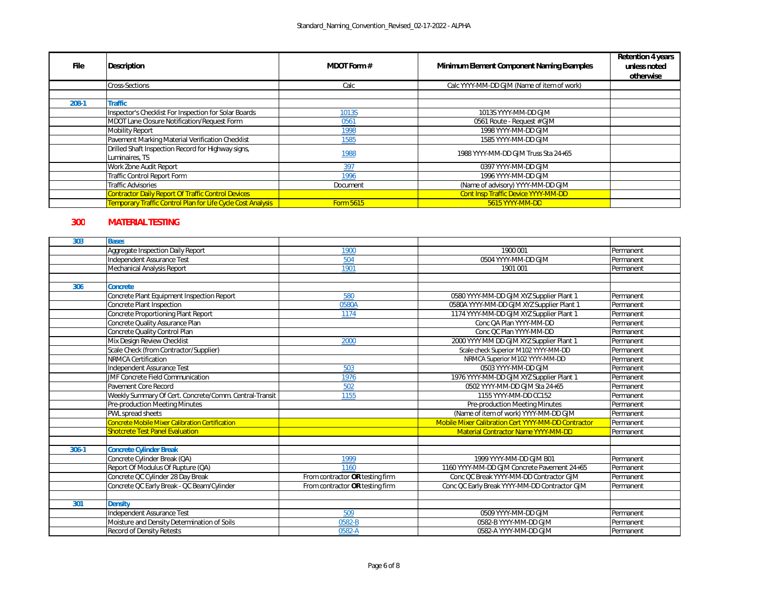| File | Description | MDOT Form # | Minimum Element Component Naming Examples | Retention 4 years unless noted otherwise |
|---|---|---|---|---|
| | Cross-Sections | Calc | Calc YYYY-MM-DD GJM (Name of item of work) | |
| | | | | |
| 208-1 | **Traffic** | | | |
| | Inspector's Checklist For Inspection for Solar Boards | 1013S | 1013S YYYY-MM-DD GJM | |
| | MDOT Lane Closure Notification/Request Form | 0561 | 0561 Route - Request # GJM | |
| | Mobility Report | 1998 | 1998 YYYY-MM-DD GJM | |
| | Pavement Marking Material Verification Checklist | 1585 | 1585 YYYY-MM-DD GJM | |
| | Drilled Shaft Inspection Record for Highway signs, Luminaires, TS | 1988 | 1988 YYYY-MM-DD GJM Truss Sta 24+65 | |
| | Work Zone Audit Report | 397 | 0397 YYYY-MM-DD GJM | |
| | Traffic Control Report Form | 1996 | 1996 YYYY-MM-DD GJM | |
| | Traffic Advisories | Document | (Name of advisory) YYYY-MM-DD GJM | |
| | Contractor Daily Report Of Traffic Control Devices | | Cont Insp Traffic Device YYYY-MM-DD | |
| | Temporary Traffic Control Plan for Life Cycle Cost Analysis | Form 5615 | 5615 YYYY-MM-DD | |

## 300 MATERIAL TESTING

| File | Description | MDOT Form # | Minimum Element Component Naming Examples | Retention |
|---|---|---|---|---|
| 303 | **Bases** | | | |
| | Aggregate Inspection Daily Report | 1900 | 1900 001 | Permanent |
| | Independent Assurance Test | 504 | 0504 YYYY-MM-DD GJM | Permanent |
| | Mechanical Analysis Report | 1901 | 1901 001 | Permanent |
| | | | | |
| 306 | **Concrete** | | | |
| | Concrete Plant Equipment Inspection Report | 580 | 0580 YYYY-MM-DD GJM XYZ Supplier Plant 1 | Permanent |
| | Concrete Plant Inspection | 0580A | 0580A YYYY-MM-DD GJM XYZ Supplier Plant 1 | Permanent |
| | Concrete Proportioning Plant Report | 1174 | 1174 YYYY-MM-DD GJM XYZ Supplier Plant 1 | Permanent |
| | Concrete Quality Assurance Plan | | Conc QA Plan YYYY-MM-DD | Permanent |
| | Concrete Quality Control Plan | | Conc QC Plan YYYY-MM-DD | Permanent |
| | Mix Design Review Checklist | 2000 | 2000 YYYY MM DD GJM XYZ Supplier Plant 1 | Permanent |
| | Scale Check (from Contractor/Supplier) | | Scale check Superior M102 YYYY-MM-DD | Permanent |
| | NRMCA Certification | | NRMCA Superior M102 YYYY-MM-DD | Permanent |
| | Independent Assurance Test | 503 | 0503 YYYY-MM-DD GJM | Permanent |
| | JMF Concrete Field Communication | 1976 | 1976 YYYY-MM-DD GJM XYZ Supplier Plant 1 | Permanent |
| | Pavement Core Record | 502 | 0502 YYYY-MM-DD GJM Sta 24+65 | Permanent |
| | Weekly Summary Of Cert. Concrete/Comm. Central-Transit | 1155 | 1155 YYYY-MM-DD CC152 | Permanent |
| | Pre-production Meeting Minutes | | Pre-production Meeting Minutes | Permanent |
| | PWL spread sheets | | (Name of item of work) YYYY-MM-DD GJM | Permanent |
| | Concrete Mobile Mixer Calibration Certification | | Mobile Mixer Calibration Cert YYYY-MM-DD Contractor | Permanent |
| | Shotcrete Test Panel Evaluation | | Material Contractor Name YYYY-MM-DD | Permanent |
| | | | | |
| 306-1 | **Concrete Cylinder Break** | | | |
| | Concrete Cylinder Break (QA) | 1999 | 1999 YYYY-MM-DD GJM B01 | Permanent |
| | Report Of Modulus Of Rupture (QA) | 1160 | 1160 YYYY-MM-DD GJM Concrete Pavement 24+65 | Permanent |
| | Concrete QC Cylinder 28 Day Break | From contractor **OR** testing firm | Conc QC Break YYYY-MM-DD Contractor GJM | Permanent |
| | Concrete QC Early Break - QC Beam/Cylinder | From contractor **OR** testing firm | Conc QC Early Break YYYY-MM-DD Contractor GJM | Permanent |
| | | | | |
| 301 | **Density** | | | |
| | Independent Assurance Test | 509 | 0509 YYYY-MM-DD GJM | Permanent |
| | Moisture and Density Determination of Soils | 0582-B | 0582-B YYYY-MM-DD GJM | Permanent |
| | Record of Density Retests | 0582-A | 0582-A YYYY-MM-DD GJM | Permanent |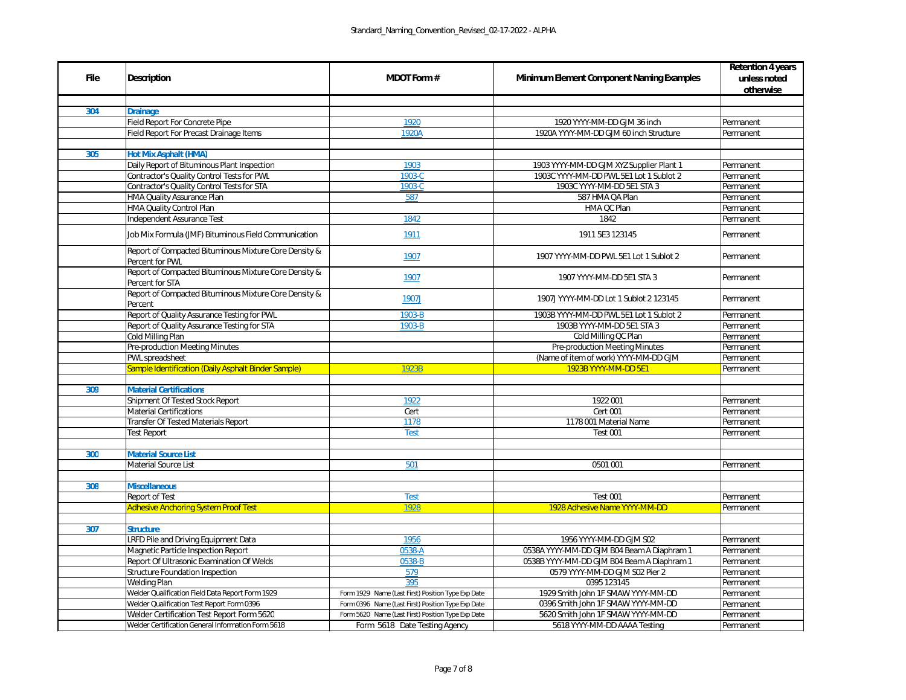| File | Description | MDOT Form # | Minimum Element Component Naming Examples | Retention 4 years unless noted otherwise |
|---|---|---|---|---|
| | | | | |
| 304 | **Drainage** | | | |
| | Field Report For Concrete Pipe | 1920 | 1920 YYYY-MM-DD GJM 36 inch | Permanent |
| | Field Report For Precast Drainage Items | 1920A | 1920A YYYY-MM-DD GJM 60 inch Structure | Permanent |
| | | | | |
| 305 | **Hot Mix Asphalt (HMA)** | | | |
| | Daily Report of Bituminous Plant Inspection | 1903 | 1903 YYYY-MM-DD GJM XYZ Supplier Plant 1 | Permanent |
| | Contractor's Quality Control Tests for PWL | 1903-C | 1903C YYYY-MM-DD PWL 5E1 Lot 1 Sublot 2 | Permanent |
| | Contractor's Quality Control Tests for STA | 1903-C | 1903C YYYY-MM-DD 5E1 STA 3 | Permanent |
| | HMA Quality Assurance Plan | 587 | 587 HMA QA Plan | Permanent |
| | HMA Quality Control Plan | | HMA QC Plan | Permanent |
| | Independent Assurance Test | 1842 | 1842 | Permanent |
| | Job Mix Formula (JMF) Bituminous Field Communication | 1911 | 1911 5E3 123145 | Permanent |
| | Report of Compacted Bituminous Mixture Core Density & Percent for PWL | 1907 | 1907 YYYY-MM-DD PWL 5E1 Lot 1 Sublot 2 | Permanent |
| | Report of Compacted Bituminous Mixture Core Density & Percent for STA | 1907 | 1907 YYYY-MM-DD 5E1 STA 3 | Permanent |
| | Report of Compacted Bituminous Mixture Core Density & Percent | 1907J | 1907J YYYY-MM-DD Lot 1 Sublot 2 123145 | Permanent |
| | Report of Quality Assurance Testing for PWL | 1903-B | 1903B YYYY-MM-DD PWL 5E1 Lot 1 Sublot 2 | Permanent |
| | Report of Quality Assurance Testing for STA | 1903-B | 1903B YYYY-MM-DD 5E1 STA 3 | Permanent |
| | Cold Milling Plan | | Cold Milling QC Plan | Permanent |
| | Pre-production Meeting Minutes | | Pre-production Meeting Minutes | Permanent |
| | PWL spreadsheet | | (Name of item of work) YYYY-MM-DD GJM | Permanent |
| | Sample Identification (Daily Asphalt Binder Sample) | 1923B | 1923B YYYY-MM-DD 5E1 | Permanent |
| | | | | |
| 309 | **Material Certifications** | | | |
| | Shipment Of Tested Stock Report | 1922 | 1922 001 | Permanent |
| | Material Certifications | Cert | Cert 001 | Permanent |
| | Transfer Of Tested Materials Report | 1178 | 1178 001 Material Name | Permanent |
| | Test Report | Test | Test 001 | Permanent |
| | | | | |
| 300 | **Material Source List** | | | |
| | Material Source List | 501 | 0501 001 | Permanent |
| | | | | |
| 308 | **Miscellaneous** | | | |
| | Report of Test | Test | Test 001 | Permanent |
| | Adhesive Anchoring System Proof Test | 1928 | 1928 Adhesive Name YYYY-MM-DD | Permanent |
| | | | | |
| 307 | **Structure** | | | |
| | LRFD Pile and Driving Equipment Data | 1956 | 1956 YYYY-MM-DD GJM S02 | Permanent |
| | Magnetic Particle Inspection Report | 0538-A | 0538A YYYY-MM-DD GJM B04 Beam A Diaphram 1 | Permanent |
| | Report Of Ultrasonic Examination Of Welds | 0538-B | 0538B YYYY-MM-DD GJM B04 Beam A Diaphram 1 | Permanent |
| | Structure Foundation Inspection | 579 | 0579 YYYY-MM-DD GJM S02 Pier 2 | Permanent |
| | Welding Plan | 395 | 0395 123145 | Permanent |
| | Welder Qualification Field Data Report Form 1929 | Form 1929 Name (Last First) Position Type Exp Date | 1929 Smith John 1F SMAW YYYY-MM-DD | Permanent |
| | Welder Qualification Test Report Form 0396 | Form 0396 Name (Last First) Position Type Exp Date | 0396 Smith John 1F SMAW YYYY-MM-DD | Permanent |
| | Welder Certification Test Report Form 5620 | Form 5620 Name (Last First) Position Type Exp Date | 5620 Smith John 1F SMAW YYYY-MM-DD | Permanent |
| | Welder Certification General Information Form 5618 | Form 5618 Date Testing Agency | 5618 YYYY-MM-DD AAAA Testing | Permanent |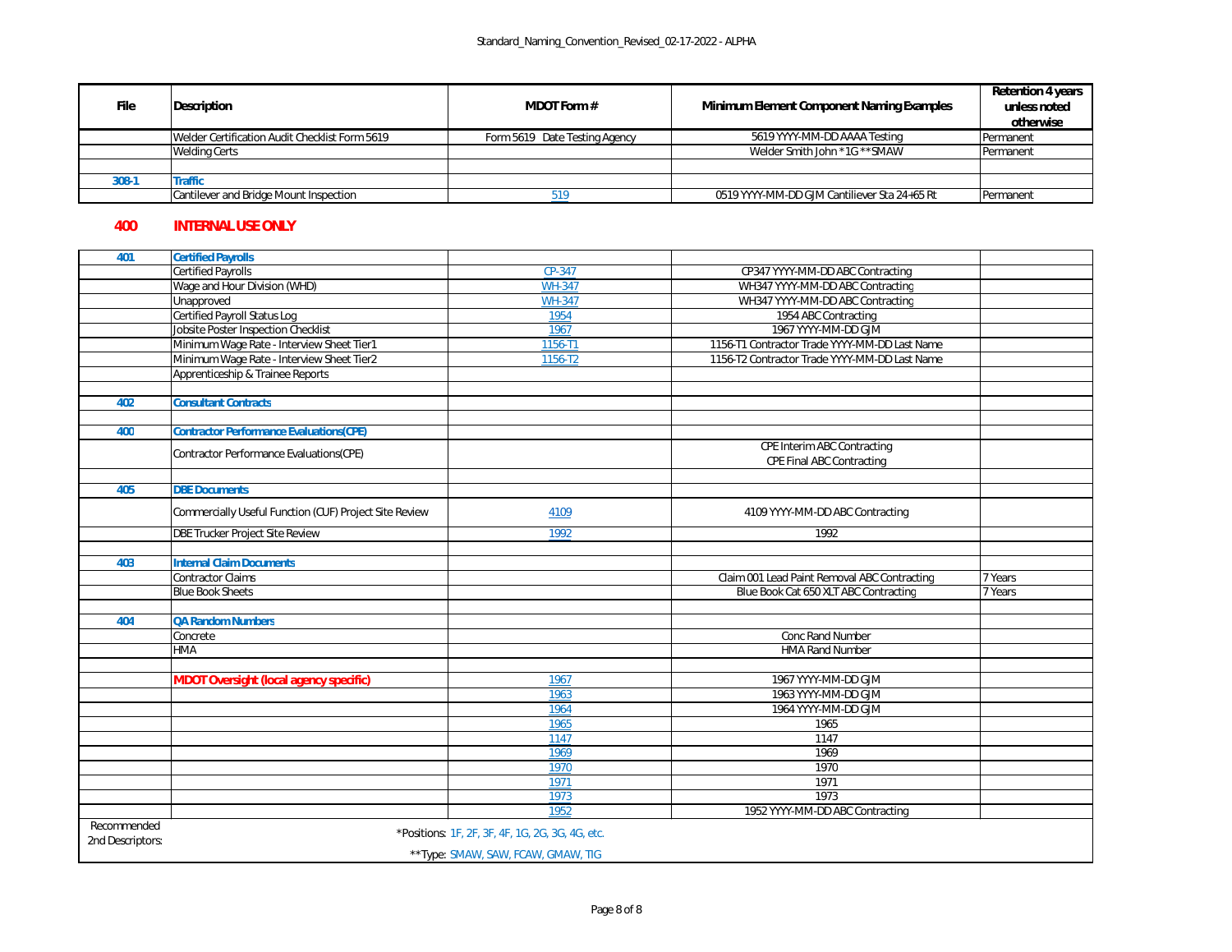| File | Description | MDOT Form # | Minimum Element Component Naming Examples | Retention 4 years unless noted otherwise |
|---|---|---|---|---|
| | Welder Certification Audit Checklist Form 5619 | Form 5619 Date Testing Agency | 5619 YYYY-MM-DD AAAA Testing | Permanent |
| | Welding Certs | | Welder Smith John *1G **SMAW | Permanent |
| | | | | |
| 308-1 | **Traffic** | | | |
| | Cantilever and Bridge Mount Inspection | 519 | 0519 YYYY-MM-DD GJM Cantiliever Sta 24+65 Rt | Permanent |

## 400 INTERNAL USE ONLY

| File | Description | MDOT Form # | Minimum Element Component Naming Examples | Retention |
|---|---|---|---|---|
| 401 | **Certified Payrolls** | | | |
| | Certified Payrolls | CP-347 | CP347 YYYY-MM-DD ABC Contracting | |
| | Wage and Hour Division (WHD) | WH-347 | WH347 YYYY-MM-DD ABC Contracting | |
| | Unapproved | WH-347 | WH347 YYYY-MM-DD ABC Contracting | |
| | Certified Payroll Status Log | 1954 | 1954 ABC Contracting | |
| | Jobsite Poster Inspection Checklist | 1967 | 1967 YYYY-MM-DD GJM | |
| | Minimum Wage Rate - Interview Sheet Tier1 | 1156-T1 | 1156-T1 Contractor Trade YYYY-MM-DD Last Name | |
| | Minimum Wage Rate - Interview Sheet Tier2 | 1156-T2 | 1156-T2 Contractor Trade YYYY-MM-DD Last Name | |
| | Apprenticeship & Trainee Reports | | | |
| | | | | |
| 402 | **Consultant Contracts** | | | |
| | | | | |
| 400 | **Contractor Performance Evaluations(CPE)** | | | |
| | Contractor Performance Evaluations(CPE) | | CPE Interim ABC Contracting<br>CPE Final ABC Contracting | |
| | | | | |
| 405 | **DBE Documents** | | | |
| | Commercially Useful Function (CUF) Project Site Review | 4109 | 4109 YYYY-MM-DD ABC Contracting | |
| | DBE Trucker Project Site Review | 1992 | 1992 | |
| | | | | |
| 403 | **Internal Claim Documents** | | | |
| | Contractor Claims | | Claim 001 Lead Paint Removal ABC Contracting | 7 Years |
| | Blue Book Sheets | | Blue Book Cat 650 XLT ABC Contracting | 7 Years |
| | | | | |
| 404 | **QA Random Numbers** | | | |
| | Concrete | | Conc Rand Number | |
| | HMA | | HMA Rand Number | |
| | | | | |
| | **MDOT Oversight (local agency specific)** | 1967 | 1967 YYYY-MM-DD GJM | |
| | | 1963 | 1963 YYYY-MM-DD GJM | |
| | | 1964 | 1964 YYYY-MM-DD GJM | |
| | | 1965 | 1965 | |
| | | 1147 | 1147 | |
| | | 1969 | 1969 | |
| | | 1970 | 1970 | |
| | | 1971 | 1971 | |
| | | 1973 | 1973 | |
| | | 1952 | 1952 YYYY-MM-DD ABC Contracting | |

Recommended 2nd Descriptors:

*Positions: 1F, 2F, 3F, 4F, 1G, 2G, 3G, 4G, etc.

**Type: SMAW, SAW, FCAW, GMAW, TIG